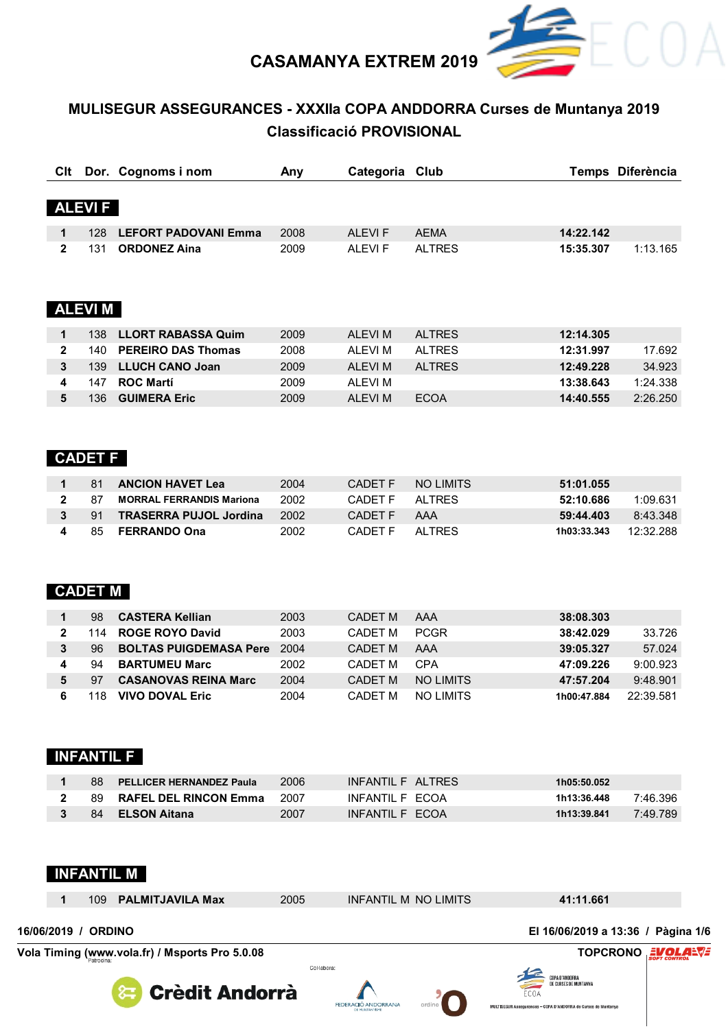# CASAMANYA EXTREM 2019

## MULISEGUR ASSEGURANCES - XXXIIa COPA ANDDORRA Curses de Muntanya 2019

### Classificació PROVISIONAL

### ALEVI F

| Clt | Dor. | Cognoms i nom | Any | Categoria | Club | Temps | Diferència |
|---|---|---|---|---|---|---|---|
| 1 | 128 | **LEFORT PADOVANI Emma** | 2008 | ALEVI F | AEMA | **14:22.142** | |
| 2 | 131 | **ORDONEZ Aina** | 2009 | ALEVI F | ALTRES | **15:35.307** | 1:13.165 |

### ALEVI M

| Clt | Dor. | Cognoms i nom | Any | Categoria | Club | Temps | Diferència |
|---|---|---|---|---|---|---|---|
| 1 | 138 | **LLORT RABASSA Quim** | 2009 | ALEVI M | ALTRES | **12:14.305** | |
| 2 | 140 | **PEREIRO DAS Thomas** | 2008 | ALEVI M | ALTRES | **12:31.997** | 17.692 |
| 3 | 139 | **LLUCH CANO Joan** | 2009 | ALEVI M | ALTRES | **12:49.228** | 34.923 |
| 4 | 147 | **ROC Martí** | 2009 | ALEVI M | | **13:38.643** | 1:24.338 |
| 5 | 136 | **GUIMERA Eric** | 2009 | ALEVI M | ECOA | **14:40.555** | 2:26.250 |

### CADET F

| Clt | Dor. | Cognoms i nom | Any | Categoria | Club | Temps | Diferència |
|---|---|---|---|---|---|---|---|
| 1 | 81 | **ANCION HAVET Lea** | 2004 | CADET F | NO LIMITS | **51:01.055** | |
| 2 | 87 | **MORRAL FERRANDIS Mariona** | 2002 | CADET F | ALTRES | **52:10.686** | 1:09.631 |
| 3 | 91 | **TRASERRA PUJOL Jordina** | 2002 | CADET F | AAA | **59:44.403** | 8:43.348 |
| 4 | 85 | **FERRANDO Ona** | 2002 | CADET F | ALTRES | **1h03:33.343** | 12:32.288 |

### CADET M

| Clt | Dor. | Cognoms i nom | Any | Categoria | Club | Temps | Diferència |
|---|---|---|---|---|---|---|---|
| 1 | 98 | **CASTERA Kellian** | 2003 | CADET M | AAA | **38:08.303** | |
| 2 | 114 | **ROGE ROYO David** | 2003 | CADET M | PCGR | **38:42.029** | 33.726 |
| 3 | 96 | **BOLTAS PUIGDEMASA Pere** | 2004 | CADET M | AAA | **39:05.327** | 57.024 |
| 4 | 94 | **BARTUMEU Marc** | 2002 | CADET M | CPA | **47:09.226** | 9:00.923 |
| 5 | 97 | **CASANOVAS REINA Marc** | 2004 | CADET M | NO LIMITS | **47:57.204** | 9:48.901 |
| 6 | 118 | **VIVO DOVAL Eric** | 2004 | CADET M | NO LIMITS | **1h00:47.884** | 22:39.581 |

### INFANTIL F

| Clt | Dor. | Cognoms i nom | Any | Categoria | Club | Temps | Diferència |
|---|---|---|---|---|---|---|---|
| 1 | 88 | **PELLICER HERNANDEZ Paula** | 2006 | INFANTIL F | ALTRES | **1h05:50.052** | |
| 2 | 89 | **RAFEL DEL RINCON Emma** | 2007 | INFANTIL F | ECOA | **1h13:36.448** | 7:46.396 |
| 3 | 84 | **ELSON Aitana** | 2007 | INFANTIL F | ECOA | **1h13:39.841** | 7:49.789 |

### INFANTIL M

| Clt | Dor. | Cognoms i nom | Any | Categoria | Club | Temps | Diferència |
|---|---|---|---|---|---|---|---|
| 1 | 109 | **PALMITJAVILA Max** | 2005 | INFANTIL M | NO LIMITS | **41:11.661** | |

**16/06/2019 / ORDINO** — **El 16/06/2019 a 13:36**

**Vola Timing (www.vola.fr) / Msports Pro 5.0.08** — **TOPCRONO**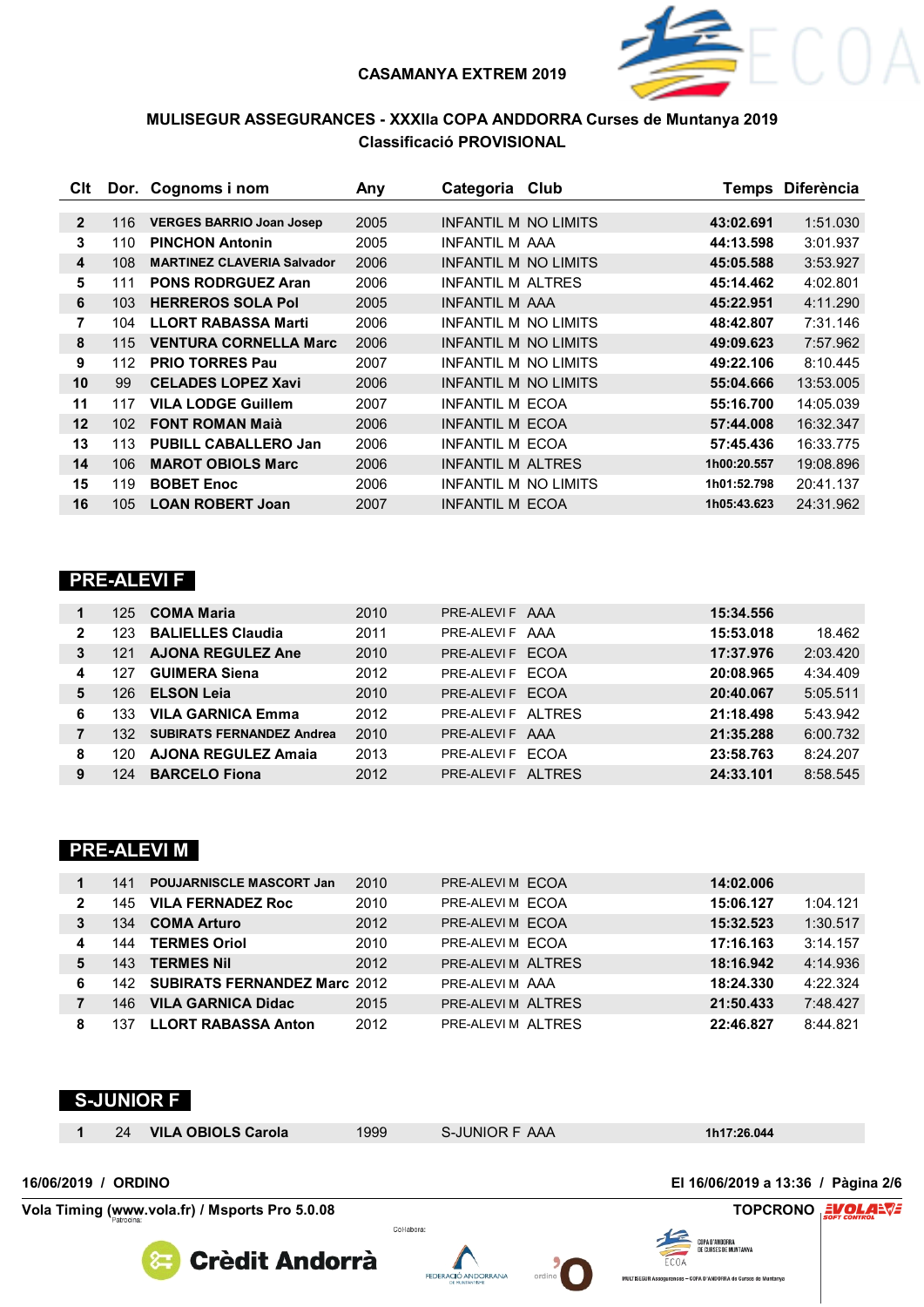CASAMANYA EXTREM 2019

MULISEGUR ASSEGURANCES - XXXIIa COPA ANDDORRA Curses de Muntanya 2019

Classificació PROVISIONAL

| Clt | Dor. | Cognoms i nom | Any | Categoria | Club | Temps | Diferència |
|---|---|---|---|---|---|---|---|
| 2 | 116 | VERGES BARRIO Joan Josep | 2005 | INFANTIL M | NO LIMITS | 43:02.691 | 1:51.030 |
| 3 | 110 | PINCHON Antonin | 2005 | INFANTIL M | AAA | 44:13.598 | 3:01.937 |
| 4 | 108 | MARTINEZ CLAVERIA Salvador | 2006 | INFANTIL M | NO LIMITS | 45:05.588 | 3:53.927 |
| 5 | 111 | PONS RODRGUEZ Aran | 2006 | INFANTIL M | ALTRES | 45:14.462 | 4:02.801 |
| 6 | 103 | HERREROS SOLA Pol | 2005 | INFANTIL M | AAA | 45:22.951 | 4:11.290 |
| 7 | 104 | LLORT RABASSA Marti | 2006 | INFANTIL M | NO LIMITS | 48:42.807 | 7:31.146 |
| 8 | 115 | VENTURA CORNELLA Marc | 2006 | INFANTIL M | NO LIMITS | 49:09.623 | 7:57.962 |
| 9 | 112 | PRIO TORRES Pau | 2007 | INFANTIL M | NO LIMITS | 49:22.106 | 8:10.445 |
| 10 | 99 | CELADES LOPEZ Xavi | 2006 | INFANTIL M | NO LIMITS | 55:04.666 | 13:53.005 |
| 11 | 117 | VILA LODGE Guillem | 2007 | INFANTIL M | ECOA | 55:16.700 | 14:05.039 |
| 12 | 102 | FONT ROMAN Maià | 2006 | INFANTIL M | ECOA | 57:44.008 | 16:32.347 |
| 13 | 113 | PUBILL CABALLERO Jan | 2006 | INFANTIL M | ECOA | 57:45.436 | 16:33.775 |
| 14 | 106 | MAROT OBIOLS Marc | 2006 | INFANTIL M | ALTRES | 1h00:20.557 | 19:08.896 |
| 15 | 119 | BOBET Enoc | 2006 | INFANTIL M | NO LIMITS | 1h01:52.798 | 20:41.137 |
| 16 | 105 | LOAN ROBERT Joan | 2007 | INFANTIL M | ECOA | 1h05:43.623 | 24:31.962 |

## PRE-ALEVI F

| Clt | Dor. | Cognoms i nom | Any | Categoria | Club | Temps | Diferència |
|---|---|---|---|---|---|---|---|
| 1 | 125 | COMA Maria | 2010 | PRE-ALEVI F | AAA | 15:34.556 | |
| 2 | 123 | BALIELLES Claudia | 2011 | PRE-ALEVI F | AAA | 15:53.018 | 18.462 |
| 3 | 121 | AJONA REGULEZ Ane | 2010 | PRE-ALEVI F | ECOA | 17:37.976 | 2:03.420 |
| 4 | 127 | GUIMERA Siena | 2012 | PRE-ALEVI F | ECOA | 20:08.965 | 4:34.409 |
| 5 | 126 | ELSON Leia | 2010 | PRE-ALEVI F | ECOA | 20:40.067 | 5:05.511 |
| 6 | 133 | VILA GARNICA Emma | 2012 | PRE-ALEVI F | ALTRES | 21:18.498 | 5:43.942 |
| 7 | 132 | SUBIRATS FERNANDEZ Andrea | 2010 | PRE-ALEVI F | AAA | 21:35.288 | 6:00.732 |
| 8 | 120 | AJONA REGULEZ Amaia | 2013 | PRE-ALEVI F | ECOA | 23:58.763 | 8:24.207 |
| 9 | 124 | BARCELO Fiona | 2012 | PRE-ALEVI F | ALTRES | 24:33.101 | 8:58.545 |

## PRE-ALEVI M

| Clt | Dor. | Cognoms i nom | Any | Categoria | Club | Temps | Diferència |
|---|---|---|---|---|---|---|---|
| 1 | 141 | POUJARNISCLE MASCORT Jan | 2010 | PRE-ALEVI M | ECOA | 14:02.006 | |
| 2 | 145 | VILA FERNADEZ Roc | 2010 | PRE-ALEVI M | ECOA | 15:06.127 | 1:04.121 |
| 3 | 134 | COMA Arturo | 2012 | PRE-ALEVI M | ECOA | 15:32.523 | 1:30.517 |
| 4 | 144 | TERMES Oriol | 2010 | PRE-ALEVI M | ECOA | 17:16.163 | 3:14.157 |
| 5 | 143 | TERMES Nil | 2012 | PRE-ALEVI M | ALTRES | 18:16.942 | 4:14.936 |
| 6 | 142 | SUBIRATS FERNANDEZ Marc | 2012 | PRE-ALEVI M | AAA | 18:24.330 | 4:22.324 |
| 7 | 146 | VILA GARNICA Didac | 2015 | PRE-ALEVI M | ALTRES | 21:50.433 | 7:48.427 |
| 8 | 137 | LLORT RABASSA Anton | 2012 | PRE-ALEVI M | ALTRES | 22:46.827 | 8:44.821 |

## S-JUNIOR F

| Clt | Dor. | Cognoms i nom | Any | Categoria | Club | Temps | Diferència |
|---|---|---|---|---|---|---|---|
| 1 | 24 | VILA OBIOLS Carola | 1999 | S-JUNIOR F | AAA | 1h17:26.044 | |

16/06/2019 / ORDINO — El 16/06/2019 a 13:36

Vola Timing (www.vola.fr) / Msports Pro 5.0.08 — TOPCRONO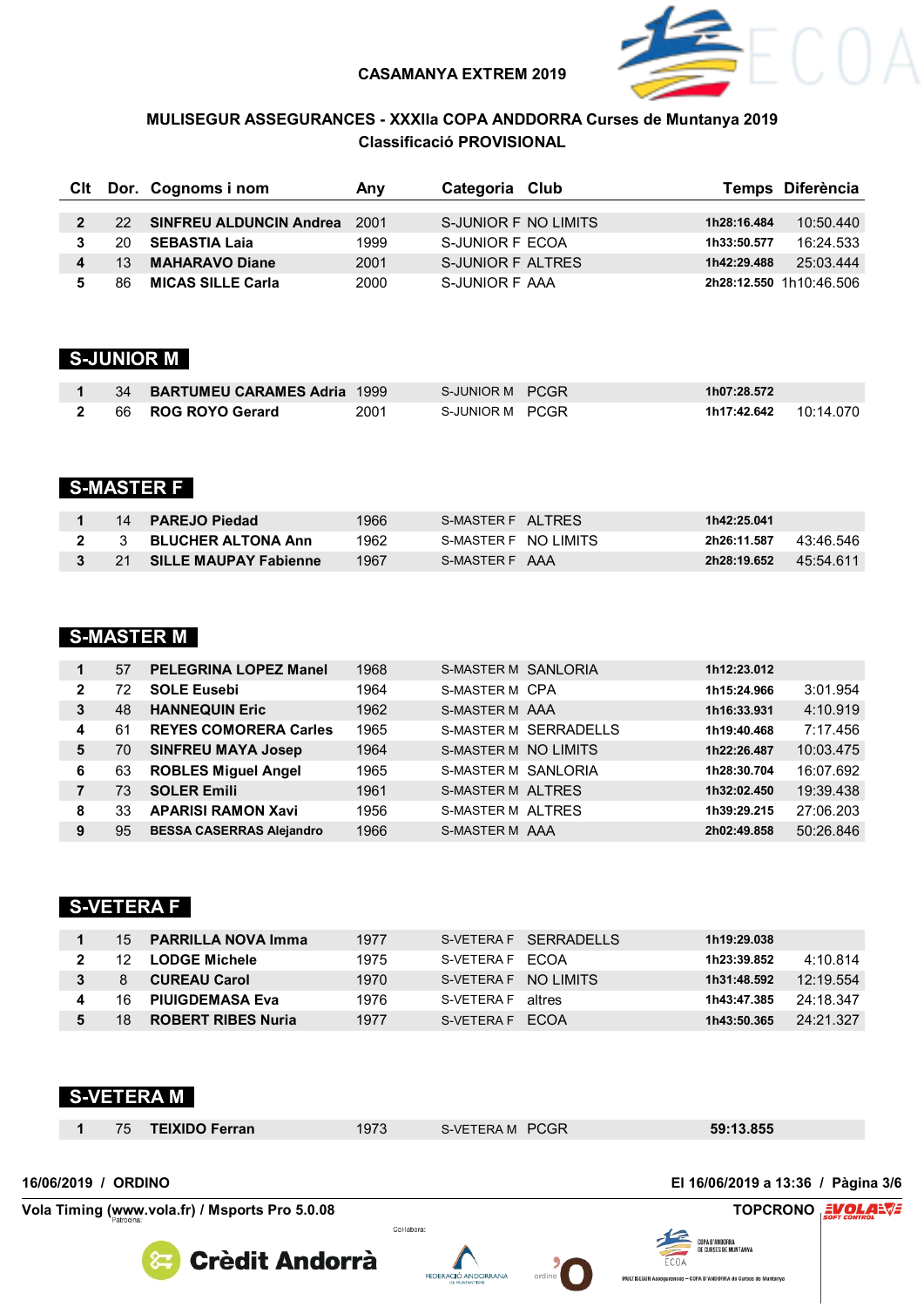CASAMANYA EXTREM 2019

MULISEGUR ASSEGURANCES - XXXIIa COPA ANDDORRA Curses de Muntanya 2019
Classificació PROVISIONAL

| Clt | Dor. | Cognoms i nom | Any | Categoria | Club | Temps | Diferència |
|---|---|---|---|---|---|---|---|
| 2 | 22 | SINFREU ALDUNCIN Andrea | 2001 | S-JUNIOR F | NO LIMITS | 1h28:16.484 | 10:50.440 |
| 3 | 20 | SEBASTIA Laia | 1999 | S-JUNIOR F | ECOA | 1h33:50.577 | 16:24.533 |
| 4 | 13 | MAHARAVO Diane | 2001 | S-JUNIOR F | ALTRES | 1h42:29.488 | 25:03.444 |
| 5 | 86 | MICAS SILLE Carla | 2000 | S-JUNIOR F | AAA | 2h28:12.550 | 1h10:46.506 |

## S-JUNIOR M

| Clt | Dor. | Cognoms i nom | Any | Categoria | Club | Temps | Diferència |
|---|---|---|---|---|---|---|---|
| 1 | 34 | BARTUMEU CARAMES Adria | 1999 | S-JUNIOR M | PCGR | 1h07:28.572 | |
| 2 | 66 | ROG ROYO Gerard | 2001 | S-JUNIOR M | PCGR | 1h17:42.642 | 10:14.070 |

## S-MASTER F

| Clt | Dor. | Cognoms i nom | Any | Categoria | Club | Temps | Diferència |
|---|---|---|---|---|---|---|---|
| 1 | 14 | PAREJO Piedad | 1966 | S-MASTER F | ALTRES | 1h42:25.041 | |
| 2 | 3 | BLUCHER ALTONA Ann | 1962 | S-MASTER F | NO LIMITS | 2h26:11.587 | 43:46.546 |
| 3 | 21 | SILLE MAUPAY Fabienne | 1967 | S-MASTER F | AAA | 2h28:19.652 | 45:54.611 |

## S-MASTER M

| Clt | Dor. | Cognoms i nom | Any | Categoria | Club | Temps | Diferència |
|---|---|---|---|---|---|---|---|
| 1 | 57 | PELEGRINA LOPEZ Manel | 1968 | S-MASTER M | SANLORIA | 1h12:23.012 | |
| 2 | 72 | SOLE Eusebi | 1964 | S-MASTER M | CPA | 1h15:24.966 | 3:01.954 |
| 3 | 48 | HANNEQUIN Eric | 1962 | S-MASTER M | AAA | 1h16:33.931 | 4:10.919 |
| 4 | 61 | REYES COMORERA Carles | 1965 | S-MASTER M | SERRADELLS | 1h19:40.468 | 7:17.456 |
| 5 | 70 | SINFREU MAYA Josep | 1964 | S-MASTER M | NO LIMITS | 1h22:26.487 | 10:03.475 |
| 6 | 63 | ROBLES Miguel Angel | 1965 | S-MASTER M | SANLORIA | 1h28:30.704 | 16:07.692 |
| 7 | 73 | SOLER Emili | 1961 | S-MASTER M | ALTRES | 1h32:02.450 | 19:39.438 |
| 8 | 33 | APARISI RAMON Xavi | 1956 | S-MASTER M | ALTRES | 1h39:29.215 | 27:06.203 |
| 9 | 95 | BESSA CASERRAS Alejandro | 1966 | S-MASTER M | AAA | 2h02:49.858 | 50:26.846 |

## S-VETERA F

| Clt | Dor. | Cognoms i nom | Any | Categoria | Club | Temps | Diferència |
|---|---|---|---|---|---|---|---|
| 1 | 15 | PARRILLA NOVA Imma | 1977 | S-VETERA F | SERRADELLS | 1h19:29.038 | |
| 2 | 12 | LODGE Michele | 1975 | S-VETERA F | ECOA | 1h23:39.852 | 4:10.814 |
| 3 | 8 | CUREAU Carol | 1970 | S-VETERA F | NO LIMITS | 1h31:48.592 | 12:19.554 |
| 4 | 16 | PIUIGDEMASA Eva | 1976 | S-VETERA F | altres | 1h43:47.385 | 24:18.347 |
| 5 | 18 | ROBERT RIBES Nuria | 1977 | S-VETERA F | ECOA | 1h43:50.365 | 24:21.327 |

## S-VETERA M

| Clt | Dor. | Cognoms i nom | Any | Categoria | Club | Temps | Diferència |
|---|---|---|---|---|---|---|---|
| 1 | 75 | TEIXIDO Ferran | 1973 | S-VETERA M | PCGR | 59:13.855 | |

16/06/2019 / ORDINO — El 16/06/2019 a 13:36 / Pàgina 3/6

Vola Timing (www.vola.fr) / Msports Pro 5.0.08 — TOPCRONO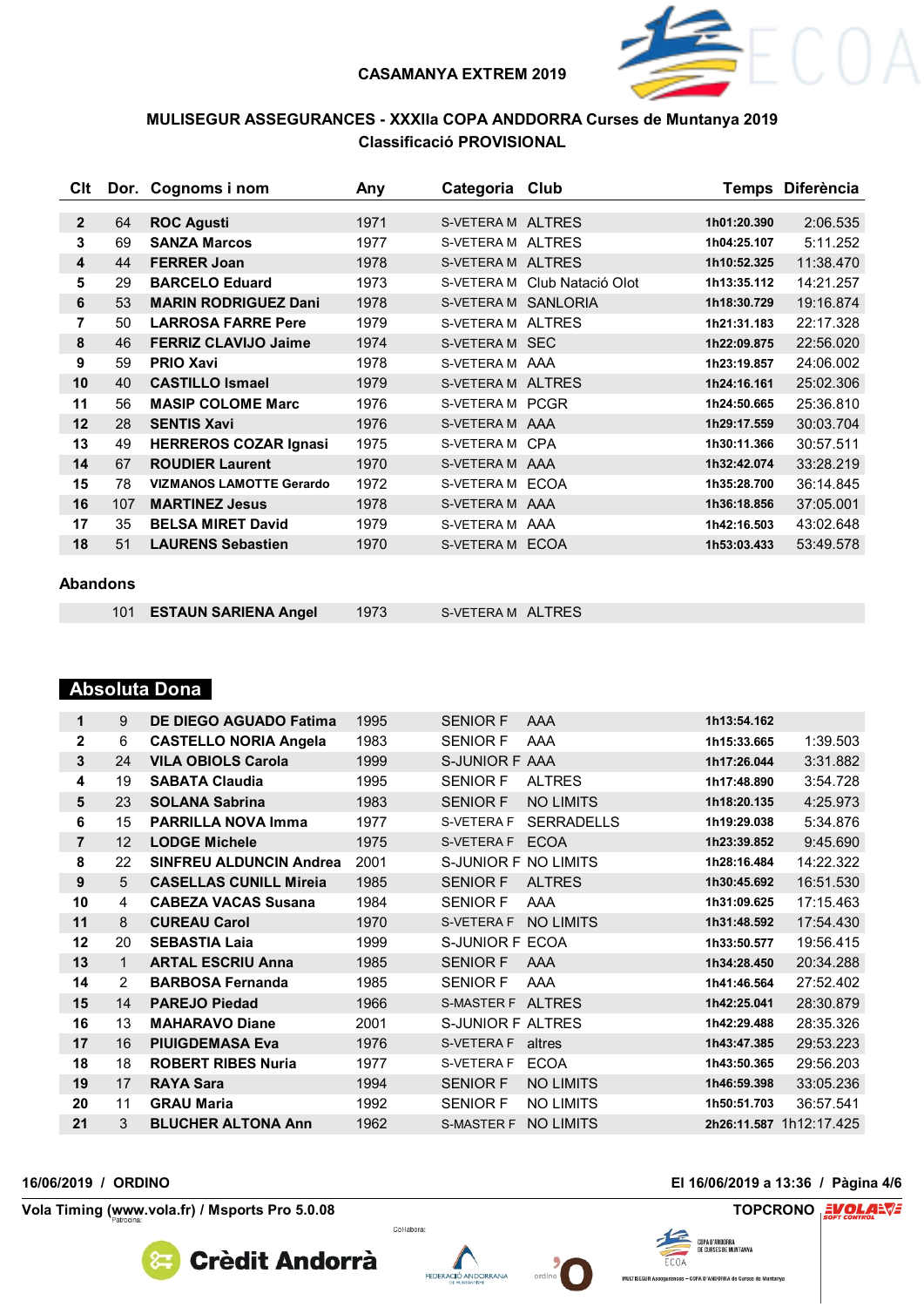CASAMANYA EXTREM 2019

## MULISEGUR ASSEGURANCES - XXXIIa COPA ANDDORRA Curses de Muntanya 2019
### Classificació PROVISIONAL

| Clt | Dor. | Cognoms i nom | Any | Categoria | Club | Temps | Diferència |
|---|---|---|---|---|---|---|---|
| 2 | 64 | **ROC Agusti** | 1971 | S-VETERA M | ALTRES | 1h01:20.390 | 2:06.535 |
| 3 | 69 | **SANZA Marcos** | 1977 | S-VETERA M | ALTRES | 1h04:25.107 | 5:11.252 |
| 4 | 44 | **FERRER Joan** | 1978 | S-VETERA M | ALTRES | 1h10:52.325 | 11:38.470 |
| 5 | 29 | **BARCELO Eduard** | 1973 | S-VETERA M | Club Natació Olot | 1h13:35.112 | 14:21.257 |
| 6 | 53 | **MARIN RODRIGUEZ Dani** | 1978 | S-VETERA M | SANLORIA | 1h18:30.729 | 19:16.874 |
| 7 | 50 | **LARROSA FARRE Pere** | 1979 | S-VETERA M | ALTRES | 1h21:31.183 | 22:17.328 |
| 8 | 46 | **FERRIZ CLAVIJO Jaime** | 1974 | S-VETERA M | SEC | 1h22:09.875 | 22:56.020 |
| 9 | 59 | **PRIO Xavi** | 1978 | S-VETERA M | AAA | 1h23:19.857 | 24:06.002 |
| 10 | 40 | **CASTILLO Ismael** | 1979 | S-VETERA M | ALTRES | 1h24:16.161 | 25:02.306 |
| 11 | 56 | **MASIP COLOME Marc** | 1976 | S-VETERA M | PCGR | 1h24:50.665 | 25:36.810 |
| 12 | 28 | **SENTIS Xavi** | 1976 | S-VETERA M | AAA | 1h29:17.559 | 30:03.704 |
| 13 | 49 | **HERREROS COZAR Ignasi** | 1975 | S-VETERA M | CPA | 1h30:11.366 | 30:57.511 |
| 14 | 67 | **ROUDIER Laurent** | 1970 | S-VETERA M | AAA | 1h32:42.074 | 33:28.219 |
| 15 | 78 | **VIZMANOS LAMOTTE Gerardo** | 1972 | S-VETERA M | ECOA | 1h35:28.700 | 36:14.845 |
| 16 | 107 | **MARTINEZ Jesus** | 1978 | S-VETERA M | AAA | 1h36:18.856 | 37:05.001 |
| 17 | 35 | **BELSA MIRET David** | 1979 | S-VETERA M | AAA | 1h42:16.503 | 43:02.648 |
| 18 | 51 | **LAURENS Sebastien** | 1970 | S-VETERA M | ECOA | 1h53:03.433 | 53:49.578 |

**Abandons**

| Clt | Dor. | Cognoms i nom | Any | Categoria | Club | Temps | Diferència |
|---|---|---|---|---|---|---|---|
| | 101 | **ESTAUN SARIENA Angel** | 1973 | S-VETERA M | ALTRES | | |

## Absoluta Dona

| Clt | Dor. | Cognoms i nom | Any | Categoria | Club | Temps | Diferència |
|---|---|---|---|---|---|---|---|
| 1 | 9 | **DE DIEGO AGUADO Fatima** | 1995 | SENIOR F | AAA | 1h13:54.162 | |
| 2 | 6 | **CASTELLO NORIA Angela** | 1983 | SENIOR F | AAA | 1h15:33.665 | 1:39.503 |
| 3 | 24 | **VILA OBIOLS Carola** | 1999 | S-JUNIOR F | AAA | 1h17:26.044 | 3:31.882 |
| 4 | 19 | **SABATA Claudia** | 1995 | SENIOR F | ALTRES | 1h17:48.890 | 3:54.728 |
| 5 | 23 | **SOLANA Sabrina** | 1983 | SENIOR F | NO LIMITS | 1h18:20.135 | 4:25.973 |
| 6 | 15 | **PARRILLA NOVA Imma** | 1977 | S-VETERA F | SERRADELLS | 1h19:29.038 | 5:34.876 |
| 7 | 12 | **LODGE Michele** | 1975 | S-VETERA F | ECOA | 1h23:39.852 | 9:45.690 |
| 8 | 22 | **SINFREU ALDUNCIN Andrea** | 2001 | S-JUNIOR F | NO LIMITS | 1h28:16.484 | 14:22.322 |
| 9 | 5 | **CASELLAS CUNILL Mireia** | 1985 | SENIOR F | ALTRES | 1h30:45.692 | 16:51.530 |
| 10 | 4 | **CABEZA VACAS Susana** | 1984 | SENIOR F | AAA | 1h31:09.625 | 17:15.463 |
| 11 | 8 | **CUREAU Carol** | 1970 | S-VETERA F | NO LIMITS | 1h31:48.592 | 17:54.430 |
| 12 | 20 | **SEBASTIA Laia** | 1999 | S-JUNIOR F | ECOA | 1h33:50.577 | 19:56.415 |
| 13 | 1 | **ARTAL ESCRIU Anna** | 1985 | SENIOR F | AAA | 1h34:28.450 | 20:34.288 |
| 14 | 2 | **BARBOSA Fernanda** | 1985 | SENIOR F | AAA | 1h41:46.564 | 27:52.402 |
| 15 | 14 | **PAREJO Piedad** | 1966 | S-MASTER F | ALTRES | 1h42:25.041 | 28:30.879 |
| 16 | 13 | **MAHARAVO Diane** | 2001 | S-JUNIOR F | ALTRES | 1h42:29.488 | 28:35.326 |
| 17 | 16 | **PIUIGDEMASA Eva** | 1976 | S-VETERA F | altres | 1h43:47.385 | 29:53.223 |
| 18 | 18 | **ROBERT RIBES Nuria** | 1977 | S-VETERA F | ECOA | 1h43:50.365 | 29:56.203 |
| 19 | 17 | **RAYA Sara** | 1994 | SENIOR F | NO LIMITS | 1h46:59.398 | 33:05.236 |
| 20 | 11 | **GRAU Maria** | 1992 | SENIOR F | NO LIMITS | 1h50:51.703 | 36:57.541 |
| 21 | 3 | **BLUCHER ALTONA Ann** | 1962 | S-MASTER F | NO LIMITS | 2h26:11.587 | 1h12:17.425 |

**16/06/2019 / ORDINO** — El 16/06/2019 a 13:36

Vola Timing (www.vola.fr) / Msports Pro 5.0.08 — TOPCRONO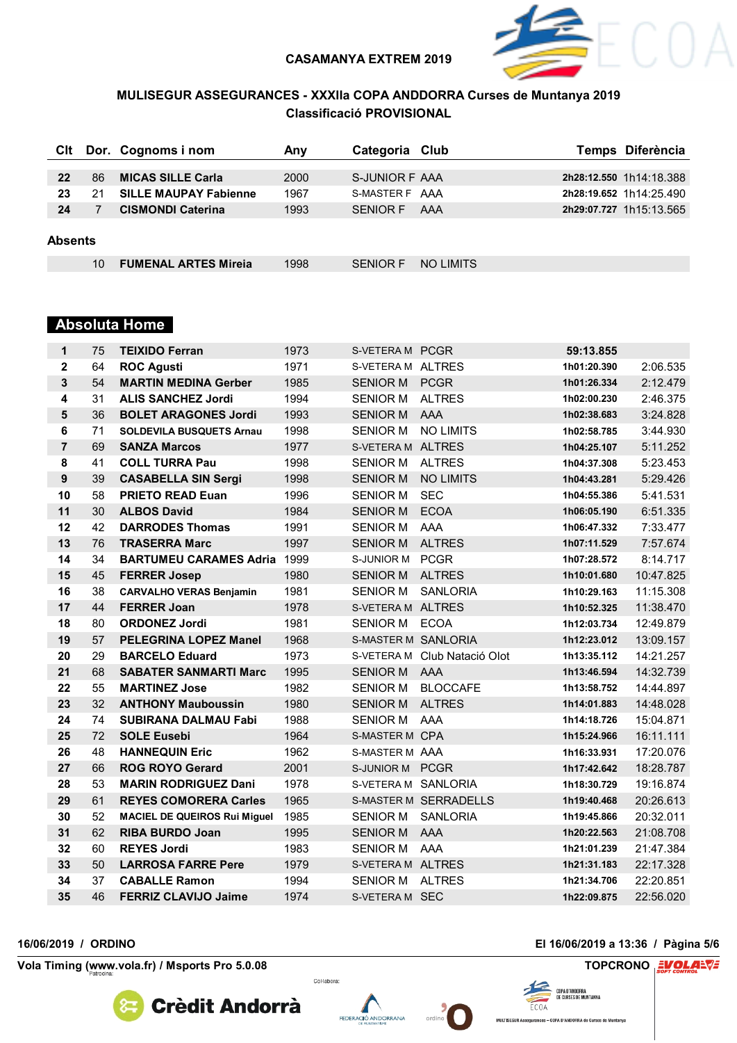CASAMANYA EXTREM 2019

## MULISEGUR ASSEGURANCES - XXXIIa COPA ANDDORRA Curses de Muntanya 2019
### Classificació PROVISIONAL

| Clt | Dor. | Cognoms i nom | Any | Categoria | Club | Temps | Diferència |
|---|---|---|---|---|---|---|---|
| 22 | 86 | MICAS SILLE Carla | 2000 | S-JUNIOR F | AAA | 2h28:12.550 | 1h14:18.388 |
| 23 | 21 | SILLE MAUPAY Fabienne | 1967 | S-MASTER F | AAA | 2h28:19.652 | 1h14:25.490 |
| 24 | 7 | CISMONDI Caterina | 1993 | SENIOR F | AAA | 2h29:07.727 | 1h15:13.565 |

**Absents**

| Clt | Dor. | Cognoms i nom | Any | Categoria | Club | Temps | Diferència |
|---|---|---|---|---|---|---|---|
| | 10 | FUMENAL ARTES Mireia | 1998 | SENIOR F | NO LIMITS | | |

## Absoluta Home

| Clt | Dor. | Cognoms i nom | Any | Categoria | Club | Temps | Diferència |
|---|---|---|---|---|---|---|---|
| 1 | 75 | TEIXIDO Ferran | 1973 | S-VETERA M | PCGR | 59:13.855 | |
| 2 | 64 | ROC Agusti | 1971 | S-VETERA M | ALTRES | 1h01:20.390 | 2:06.535 |
| 3 | 54 | MARTIN MEDINA Gerber | 1985 | SENIOR M | PCGR | 1h01:26.334 | 2:12.479 |
| 4 | 31 | ALIS SANCHEZ Jordi | 1994 | SENIOR M | ALTRES | 1h02:00.230 | 2:46.375 |
| 5 | 36 | BOLET ARAGONES Jordi | 1993 | SENIOR M | AAA | 1h02:38.683 | 3:24.828 |
| 6 | 71 | SOLDEVILA BUSQUETS Arnau | 1998 | SENIOR M | NO LIMITS | 1h02:58.785 | 3:44.930 |
| 7 | 69 | SANZA Marcos | 1977 | S-VETERA M | ALTRES | 1h04:25.107 | 5:11.252 |
| 8 | 41 | COLL TURRA Pau | 1998 | SENIOR M | ALTRES | 1h04:37.308 | 5:23.453 |
| 9 | 39 | CASABELLA SIN Sergi | 1998 | SENIOR M | NO LIMITS | 1h04:43.281 | 5:29.426 |
| 10 | 58 | PRIETO READ Euan | 1996 | SENIOR M | SEC | 1h04:55.386 | 5:41.531 |
| 11 | 30 | ALBOS David | 1984 | SENIOR M | ECOA | 1h06:05.190 | 6:51.335 |
| 12 | 42 | DARRODES Thomas | 1991 | SENIOR M | AAA | 1h06:47.332 | 7:33.477 |
| 13 | 76 | TRASERRA Marc | 1997 | SENIOR M | ALTRES | 1h07:11.529 | 7:57.674 |
| 14 | 34 | BARTUMEU CARAMES Adria | 1999 | S-JUNIOR M | PCGR | 1h07:28.572 | 8:14.717 |
| 15 | 45 | FERRER Josep | 1980 | SENIOR M | ALTRES | 1h10:01.680 | 10:47.825 |
| 16 | 38 | CARVALHO VERAS Benjamin | 1981 | SENIOR M | SANLORIA | 1h10:29.163 | 11:15.308 |
| 17 | 44 | FERRER Joan | 1978 | S-VETERA M | ALTRES | 1h10:52.325 | 11:38.470 |
| 18 | 80 | ORDONEZ Jordi | 1981 | SENIOR M | ECOA | 1h12:03.734 | 12:49.879 |
| 19 | 57 | PELEGRINA LOPEZ Manel | 1968 | S-MASTER M | SANLORIA | 1h12:23.012 | 13:09.157 |
| 20 | 29 | BARCELO Eduard | 1973 | S-VETERA M | Club Natació Olot | 1h13:35.112 | 14:21.257 |
| 21 | 68 | SABATER SANMARTI Marc | 1995 | SENIOR M | AAA | 1h13:46.594 | 14:32.739 |
| 22 | 55 | MARTINEZ Jose | 1982 | SENIOR M | BLOCCAFE | 1h13:58.752 | 14:44.897 |
| 23 | 32 | ANTHONY Mauboussin | 1980 | SENIOR M | ALTRES | 1h14:01.883 | 14:48.028 |
| 24 | 74 | SUBIRANA DALMAU Fabi | 1988 | SENIOR M | AAA | 1h14:18.726 | 15:04.871 |
| 25 | 72 | SOLE Eusebi | 1964 | S-MASTER M | CPA | 1h15:24.966 | 16:11.111 |
| 26 | 48 | HANNEQUIN Eric | 1962 | S-MASTER M | AAA | 1h16:33.931 | 17:20.076 |
| 27 | 66 | ROG ROYO Gerard | 2001 | S-JUNIOR M | PCGR | 1h17:42.642 | 18:28.787 |
| 28 | 53 | MARIN RODRIGUEZ Dani | 1978 | S-VETERA M | SANLORIA | 1h18:30.729 | 19:16.874 |
| 29 | 61 | REYES COMORERA Carles | 1965 | S-MASTER M | SERRADELLS | 1h19:40.468 | 20:26.613 |
| 30 | 52 | MACIEL DE QUEIROS Rui Miguel | 1985 | SENIOR M | SANLORIA | 1h19:45.866 | 20:32.011 |
| 31 | 62 | RIBA BURDO Joan | 1995 | SENIOR M | AAA | 1h20:22.563 | 21:08.708 |
| 32 | 60 | REYES Jordi | 1983 | SENIOR M | AAA | 1h21:01.239 | 21:47.384 |
| 33 | 50 | LARROSA FARRE Pere | 1979 | S-VETERA M | ALTRES | 1h21:31.183 | 22:17.328 |
| 34 | 37 | CABALLE Ramon | 1994 | SENIOR M | ALTRES | 1h21:34.706 | 22:20.851 |
| 35 | 46 | FERRIZ CLAVIJO Jaime | 1974 | S-VETERA M | SEC | 1h22:09.875 | 22:56.020 |

16/06/2019 / ORDINO — El 16/06/2019 a 13:36

Vola Timing (www.vola.fr) / Msports Pro 5.0.08 — TOPCRONO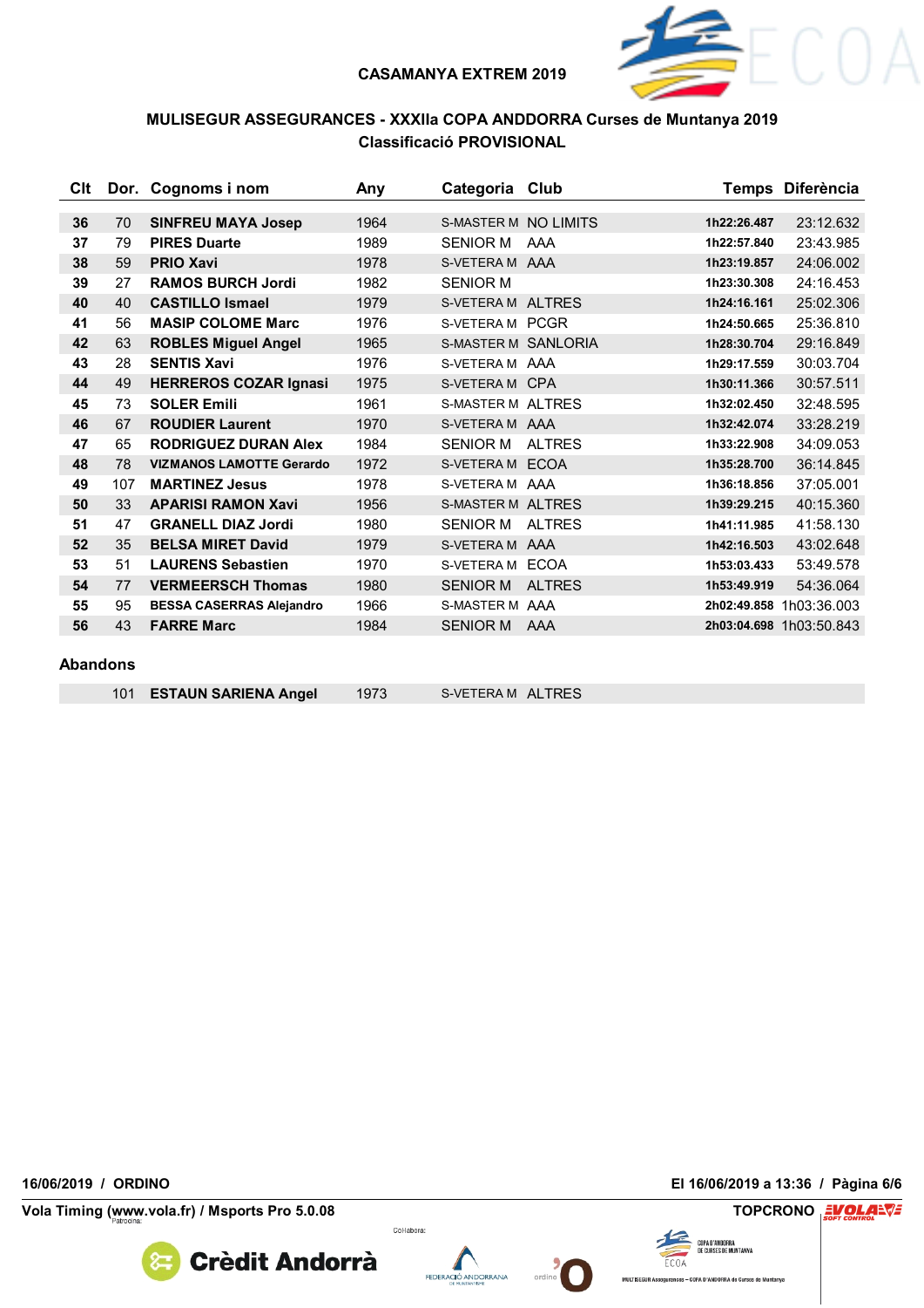## CASAMANYA EXTREM 2019

## MULISEGUR ASSEGURANCES - XXXIIa COPA ANDDORRA Curses de Muntanya 2019
### Classificació PROVISIONAL

| Clt | Dor. | Cognoms i nom | Any | Categoria | Club | Temps | Diferència |
|---|---|---|---|---|---|---|---|
| 36 | 70 | SINFREU MAYA Josep | 1964 | S-MASTER M | NO LIMITS | 1h22:26.487 | 23:12.632 |
| 37 | 79 | PIRES Duarte | 1989 | SENIOR M | AAA | 1h22:57.840 | 23:43.985 |
| 38 | 59 | PRIO Xavi | 1978 | S-VETERA M | AAA | 1h23:19.857 | 24:06.002 |
| 39 | 27 | RAMOS BURCH Jordi | 1982 | SENIOR M | | 1h23:30.308 | 24:16.453 |
| 40 | 40 | CASTILLO Ismael | 1979 | S-VETERA M | ALTRES | 1h24:16.161 | 25:02.306 |
| 41 | 56 | MASIP COLOME Marc | 1976 | S-VETERA M | PCGR | 1h24:50.665 | 25:36.810 |
| 42 | 63 | ROBLES Miguel Angel | 1965 | S-MASTER M | SANLORIA | 1h28:30.704 | 29:16.849 |
| 43 | 28 | SENTIS Xavi | 1976 | S-VETERA M | AAA | 1h29:17.559 | 30:03.704 |
| 44 | 49 | HERREROS COZAR Ignasi | 1975 | S-VETERA M | CPA | 1h30:11.366 | 30:57.511 |
| 45 | 73 | SOLER Emili | 1961 | S-MASTER M | ALTRES | 1h32:02.450 | 32:48.595 |
| 46 | 67 | ROUDIER Laurent | 1970 | S-VETERA M | AAA | 1h32:42.074 | 33:28.219 |
| 47 | 65 | RODRIGUEZ DURAN Alex | 1984 | SENIOR M | ALTRES | 1h33:22.908 | 34:09.053 |
| 48 | 78 | VIZMANOS LAMOTTE Gerardo | 1972 | S-VETERA M | ECOA | 1h35:28.700 | 36:14.845 |
| 49 | 107 | MARTINEZ Jesus | 1978 | S-VETERA M | AAA | 1h36:18.856 | 37:05.001 |
| 50 | 33 | APARISI RAMON Xavi | 1956 | S-MASTER M | ALTRES | 1h39:29.215 | 40:15.360 |
| 51 | 47 | GRANELL DIAZ Jordi | 1980 | SENIOR M | ALTRES | 1h41:11.985 | 41:58.130 |
| 52 | 35 | BELSA MIRET David | 1979 | S-VETERA M | AAA | 1h42:16.503 | 43:02.648 |
| 53 | 51 | LAURENS Sebastien | 1970 | S-VETERA M | ECOA | 1h53:03.433 | 53:49.578 |
| 54 | 77 | VERMEERSCH Thomas | 1980 | SENIOR M | ALTRES | 1h53:49.919 | 54:36.064 |
| 55 | 95 | BESSA CASERRAS Alejandro | 1966 | S-MASTER M | AAA | 2h02:49.858 | 1h03:36.003 |
| 56 | 43 | FARRE Marc | 1984 | SENIOR M | AAA | 2h03:04.698 | 1h03:50.843 |

### Abandons

| | Dor. | Cognoms i nom | Any | Categoria | Club |
|---|---|---|---|---|---|
| | 101 | ESTAUN SARIENA Angel | 1973 | S-VETERA M | ALTRES |

16/06/2019 / ORDINO

El 16/06/2019 a 13:36

Vola Timing (www.vola.fr) / Msports Pro 5.0.08

TOPCRONO